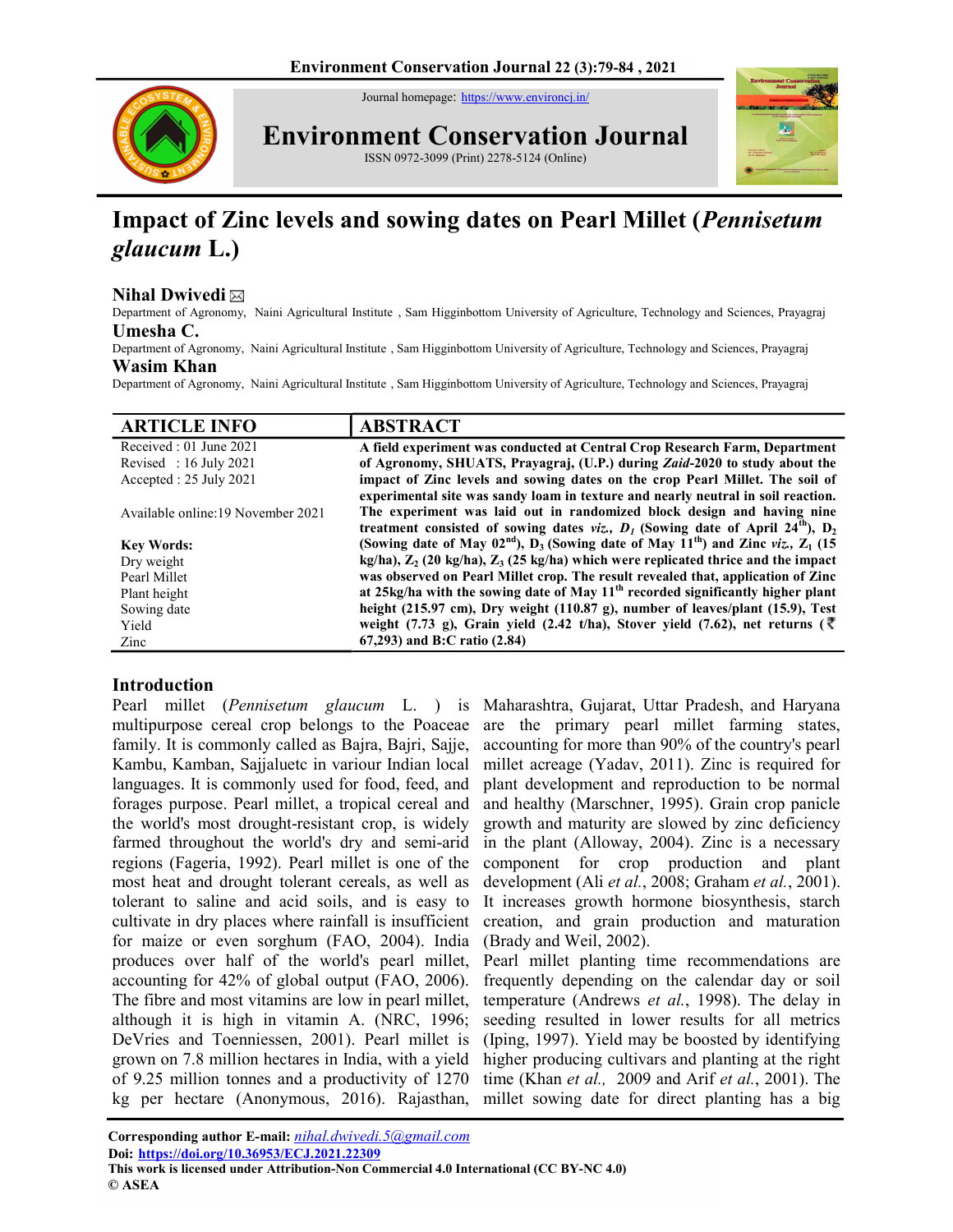Journal homepage: https://www.environcj.in/

# Environment Conservation Journal

ISSN 0972-3099 (Print) 2278-5124 (Online)

# Impact of Zinc levels and sowing dates on Pearl Millet (*Pennisetum glaucum* L.)

**Nihal Dwivedi** ✉
Department of Agronomy, Naini Agricultural Institute , Sam Higginbottom University of Agriculture, Technology and Sciences, Prayagraj

**Umesha C.**
Department of Agronomy, Naini Agricultural Institute , Sam Higginbottom University of Agriculture, Technology and Sciences, Prayagraj

**Wasim Khan**
Department of Agronomy, Naini Agricultural Institute , Sam Higginbottom University of Agriculture, Technology and Sciences, Prayagraj

## ARTICLE INFO

Received : 01 June 2021
Revised : 16 July 2021
Accepted : 25 July 2021

Available online:19 November 2021

**Key Words:**
Dry weight
Pearl Millet
Plant height
Sowing date
Yield
Zinc

## ABSTRACT

**A field experiment was conducted at Central Crop Research Farm, Department of Agronomy, SHUATS, Prayagraj, (U.P.) during *Zaid*-2020 to study about the impact of Zinc levels and sowing dates on the crop Pearl Millet. The soil of experimental site was sandy loam in texture and nearly neutral in soil reaction. The experiment was laid out in randomized block design and having nine treatment consisted of sowing dates *viz.*, $D_1$ (Sowing date of April 24th), $D_2$ (Sowing date of May 02nd), $D_3$ (Sowing date of May 11th) and Zinc *viz.*, $Z_1$ (15 kg/ha), $Z_2$ (20 kg/ha), $Z_3$ (25 kg/ha) which were replicated thrice and the impact was observed on Pearl Millet crop. The result revealed that, application of Zinc at 25kg/ha with the sowing date of May 11th recorded significantly higher plant height (215.97 cm), Dry weight (110.87 g), number of leaves/plant (15.9), Test weight (7.73 g), Grain yield (2.42 t/ha), Stover yield (7.62), net returns (₹ 67,293) and B:C ratio (2.84)**

## Introduction

Pearl millet (*Pennisetum glaucum* L. ) is multipurpose cereal crop belongs to the Poaceae family. It is commonly called as Bajra, Bajri, Sajje, Kambu, Kamban, Sajjaluetc in variour Indian local languages. It is commonly used for food, feed, and forages purpose. Pearl millet, a tropical cereal and the world's most drought-resistant crop, is widely farmed throughout the world's dry and semi-arid regions (Fageria, 1992). Pearl millet is one of the most heat and drought tolerant cereals, as well as tolerant to saline and acid soils, and is easy to cultivate in dry places where rainfall is insufficient for maize or even sorghum (FAO, 2004). India produces over half of the world's pearl millet, accounting for 42% of global output (FAO, 2006). The fibre and most vitamins are low in pearl millet, although it is high in vitamin A. (NRC, 1996; DeVries and Toenniessen, 2001). Pearl millet is grown on 7.8 million hectares in India, with a yield of 9.25 million tonnes and a productivity of 1270 kg per hectare (Anonymous, 2016). Rajasthan, Maharashtra, Gujarat, Uttar Pradesh, and Haryana are the primary pearl millet farming states, accounting for more than 90% of the country's pearl millet acreage (Yadav, 2011). Zinc is required for plant development and reproduction to be normal and healthy (Marschner, 1995). Grain crop panicle growth and maturity are slowed by zinc deficiency in the plant (Alloway, 2004). Zinc is a necessary component for crop production and plant development (Ali *et al.*, 2008; Graham *et al.*, 2001). It increases growth hormone biosynthesis, starch creation, and grain production and maturation (Brady and Weil, 2002).
Pearl millet planting time recommendations are frequently depending on the calendar day or soil temperature (Andrews *et al.*, 1998). The delay in seeding resulted in lower results for all metrics (Iping, 1997). Yield may be boosted by identifying higher producing cultivars and planting at the right time (Khan *et al.,* 2009 and Arif *et al.*, 2001). The millet sowing date for direct planting has a big

**Corresponding author E-mail:** *nihal.dwivedi.5@gmail.com*
**Doi: https://doi.org/10.36953/ECJ.2021.22309**
**This work is licensed under Attribution-Non Commercial 4.0 International (CC BY-NC 4.0)**
**© ASEA**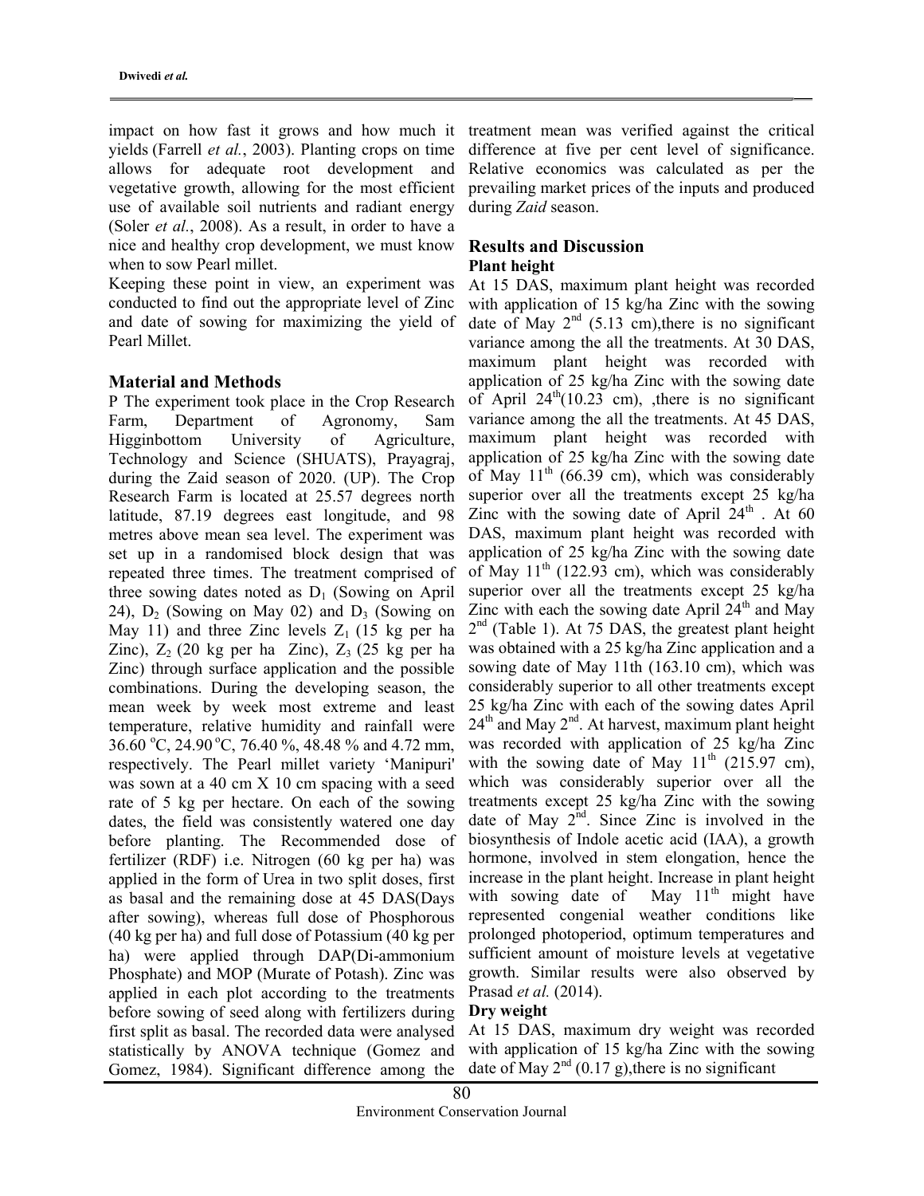impact on how fast it grows and how much it yields (Farrell *et al.*, 2003). Planting crops on time allows for adequate root development and vegetative growth, allowing for the most efficient use of available soil nutrients and radiant energy (Soler *et al.*, 2008). As a result, in order to have a nice and healthy crop development, we must know when to sow Pearl millet.

Keeping these point in view, an experiment was conducted to find out the appropriate level of Zinc and date of sowing for maximizing the yield of Pearl Millet.

## Material and Methods

P The experiment took place in the Crop Research Farm, Department of Agronomy, Sam Higginbottom University of Agriculture, Technology and Science (SHUATS), Prayagraj, during the Zaid season of 2020. (UP). The Crop Research Farm is located at 25.57 degrees north latitude, 87.19 degrees east longitude, and 98 metres above mean sea level. The experiment was set up in a randomised block design that was repeated three times. The treatment comprised of three sowing dates noted as $D_1$ (Sowing on April 24), $D_2$ (Sowing on May 02) and $D_3$ (Sowing on May 11) and three Zinc levels $Z_1$ (15 kg per ha Zinc), $Z_2$ (20 kg per ha Zinc), $Z_3$ (25 kg per ha Zinc) through surface application and the possible combinations. During the developing season, the mean week by week most extreme and least temperature, relative humidity and rainfall were 36.60 °C, 24.90 °C, 76.40 %, 48.48 % and 4.72 mm, respectively. The Pearl millet variety 'Manipuri' was sown at a 40 cm X 10 cm spacing with a seed rate of 5 kg per hectare. On each of the sowing dates, the field was consistently watered one day before planting. The Recommended dose of fertilizer (RDF) i.e. Nitrogen (60 kg per ha) was applied in the form of Urea in two split doses, first as basal and the remaining dose at 45 DAS(Days after sowing), whereas full dose of Phosphorous (40 kg per ha) and full dose of Potassium (40 kg per ha) were applied through DAP(Di-ammonium Phosphate) and MOP (Murate of Potash). Zinc was applied in each plot according to the treatments before sowing of seed along with fertilizers during first split as basal. The recorded data were analysed statistically by ANOVA technique (Gomez and Gomez, 1984). Significant difference among the treatment mean was verified against the critical difference at five per cent level of significance. Relative economics was calculated as per the prevailing market prices of the inputs and produced during *Zaid* season.

## Results and Discussion

### Plant height

At 15 DAS, maximum plant height was recorded with application of 15 kg/ha Zinc with the sowing date of May 2^nd^ (5.13 cm),there is no significant variance among the all the treatments. At 30 DAS, maximum plant height was recorded with application of 25 kg/ha Zinc with the sowing date of April 24^th^(10.23 cm), ,there is no significant variance among the all the treatments. At 45 DAS, maximum plant height was recorded with application of 25 kg/ha Zinc with the sowing date of May 11^th^ (66.39 cm), which was considerably superior over all the treatments except 25 kg/ha Zinc with the sowing date of April 24^th^ . At 60 DAS, maximum plant height was recorded with application of 25 kg/ha Zinc with the sowing date of May 11^th^ (122.93 cm), which was considerably superior over all the treatments except 25 kg/ha Zinc with each the sowing date April 24^th^ and May 2^nd^ (Table 1). At 75 DAS, the greatest plant height was obtained with a 25 kg/ha Zinc application and a sowing date of May 11th (163.10 cm), which was considerably superior to all other treatments except 25 kg/ha Zinc with each of the sowing dates April 24^th^ and May 2^nd^. At harvest, maximum plant height was recorded with application of 25 kg/ha Zinc with the sowing date of May 11^th^ (215.97 cm), which was considerably superior over all the treatments except 25 kg/ha Zinc with the sowing date of May 2^nd^. Since Zinc is involved in the biosynthesis of Indole acetic acid (IAA), a growth hormone, involved in stem elongation, hence the increase in the plant height. Increase in plant height with sowing date of May 11^th^ might have represented congenial weather conditions like prolonged photoperiod, optimum temperatures and sufficient amount of moisture levels at vegetative growth. Similar results were also observed by Prasad *et al.* (2014).

### Dry weight

At 15 DAS, maximum dry weight was recorded with application of 15 kg/ha Zinc with the sowing date of May 2^nd^ (0.17 g),there is no significant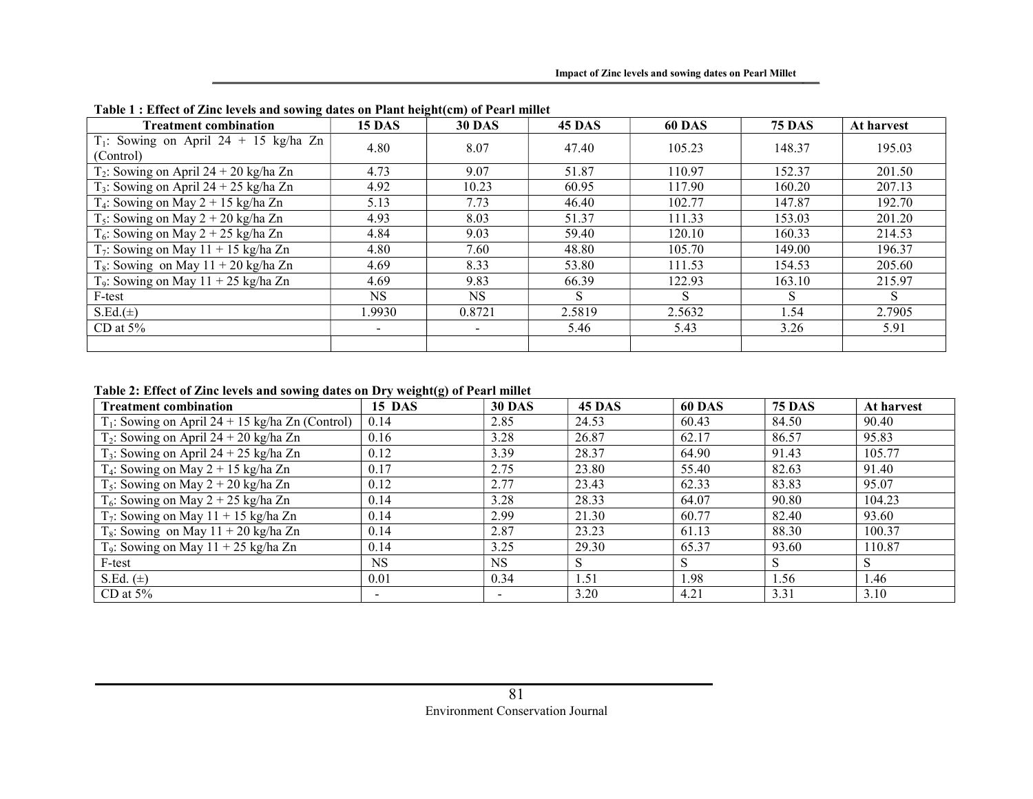**Table 1 : Effect of Zinc levels and sowing dates on Plant height(cm) of Pearl millet**

| Treatment combination | 15 DAS | 30 DAS | 45 DAS | 60 DAS | 75 DAS | At harvest |
|---|---|---|---|---|---|---|
| $T_1$: Sowing on April 24 + 15 kg/ha Zn (Control) | 4.80 | 8.07 | 47.40 | 105.23 | 148.37 | 195.03 |
| $T_2$: Sowing on April 24 + 20 kg/ha Zn | 4.73 | 9.07 | 51.87 | 110.97 | 152.37 | 201.50 |
| $T_3$: Sowing on April 24 + 25 kg/ha Zn | 4.92 | 10.23 | 60.95 | 117.90 | 160.20 | 207.13 |
| $T_4$: Sowing on May 2 + 15 kg/ha Zn | 5.13 | 7.73 | 46.40 | 102.77 | 147.87 | 192.70 |
| $T_5$: Sowing on May 2 + 20 kg/ha Zn | 4.93 | 8.03 | 51.37 | 111.33 | 153.03 | 201.20 |
| $T_6$: Sowing on May 2 + 25 kg/ha Zn | 4.84 | 9.03 | 59.40 | 120.10 | 160.33 | 214.53 |
| $T_7$: Sowing on May 11 + 15 kg/ha Zn | 4.80 | 7.60 | 48.80 | 105.70 | 149.00 | 196.37 |
| $T_8$: Sowing on May 11 + 20 kg/ha Zn | 4.69 | 8.33 | 53.80 | 111.53 | 154.53 | 205.60 |
| $T_9$: Sowing on May 11 + 25 kg/ha Zn | 4.69 | 9.83 | 66.39 | 122.93 | 163.10 | 215.97 |
| F-test | NS | NS | S | S | S | S |
| S.Ed.(±) | 1.9930 | 0.8721 | 2.5819 | 2.5632 | 1.54 | 2.7905 |
| CD at 5% | - | - | 5.46 | 5.43 | 3.26 | 5.91 |
| | | | | | | |

**Table 2: Effect of Zinc levels and sowing dates on Dry weight(g) of Pearl millet**

| Treatment combination | 15 DAS | 30 DAS | 45 DAS | 60 DAS | 75 DAS | At harvest |
|---|---|---|---|---|---|---|
| $T_1$: Sowing on April 24 + 15 kg/ha Zn (Control) | 0.14 | 2.85 | 24.53 | 60.43 | 84.50 | 90.40 |
| $T_2$: Sowing on April 24 + 20 kg/ha Zn | 0.16 | 3.28 | 26.87 | 62.17 | 86.57 | 95.83 |
| $T_3$: Sowing on April 24 + 25 kg/ha Zn | 0.12 | 3.39 | 28.37 | 64.90 | 91.43 | 105.77 |
| $T_4$: Sowing on May 2 + 15 kg/ha Zn | 0.17 | 2.75 | 23.80 | 55.40 | 82.63 | 91.40 |
| $T_5$: Sowing on May 2 + 20 kg/ha Zn | 0.12 | 2.77 | 23.43 | 62.33 | 83.83 | 95.07 |
| $T_6$: Sowing on May 2 + 25 kg/ha Zn | 0.14 | 3.28 | 28.33 | 64.07 | 90.80 | 104.23 |
| $T_7$: Sowing on May 11 + 15 kg/ha Zn | 0.14 | 2.99 | 21.30 | 60.77 | 82.40 | 93.60 |
| $T_8$: Sowing on May 11 + 20 kg/ha Zn | 0.14 | 2.87 | 23.23 | 61.13 | 88.30 | 100.37 |
| $T_9$: Sowing on May 11 + 25 kg/ha Zn | 0.14 | 3.25 | 29.30 | 65.37 | 93.60 | 110.87 |
| F-test | NS | NS | S | S | S | S |
| S.Ed. (±) | 0.01 | 0.34 | 1.51 | 1.98 | 1.56 | 1.46 |
| CD at 5% | - | - | 3.20 | 4.21 | 3.31 | 3.10 |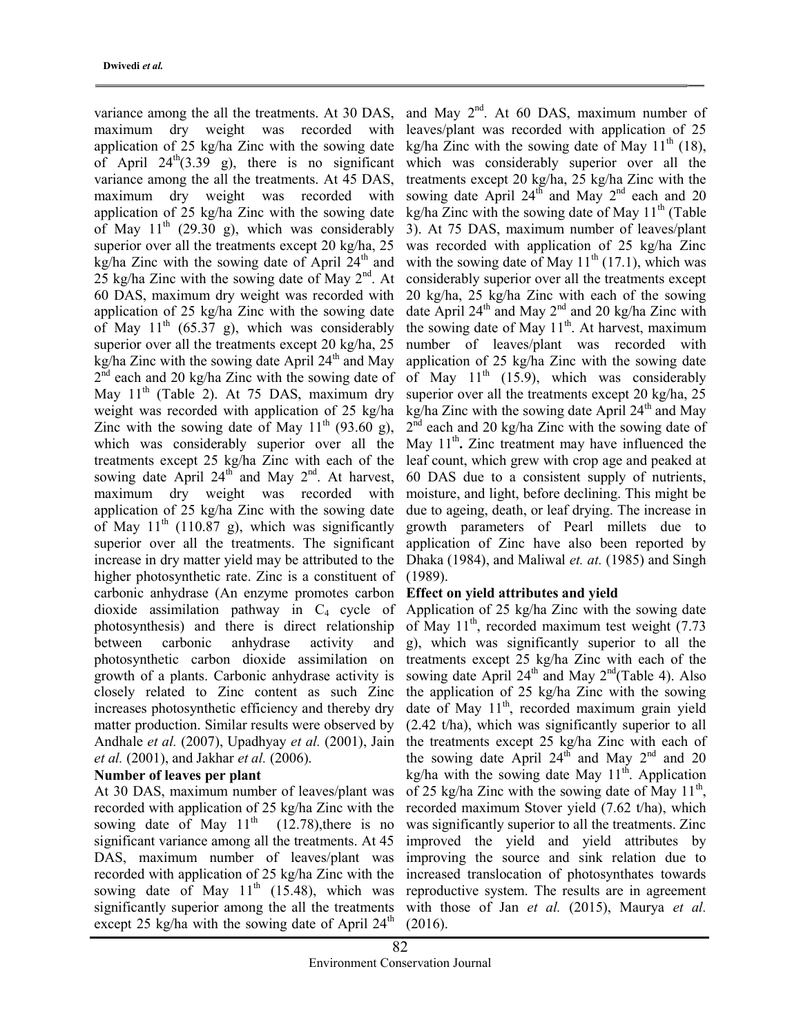variance among the all the treatments. At 30 DAS, maximum dry weight was recorded with application of 25 kg/ha Zinc with the sowing date of April 24th(3.39 g), there is no significant variance among the all the treatments. At 45 DAS, maximum dry weight was recorded with application of 25 kg/ha Zinc with the sowing date of May 11th (29.30 g), which was considerably superior over all the treatments except 20 kg/ha, 25 kg/ha Zinc with the sowing date of April 24th and 25 kg/ha Zinc with the sowing date of May 2nd. At 60 DAS, maximum dry weight was recorded with application of 25 kg/ha Zinc with the sowing date of May 11th (65.37 g), which was considerably superior over all the treatments except 20 kg/ha, 25 kg/ha Zinc with the sowing date April 24th and May 2nd each and 20 kg/ha Zinc with the sowing date of May 11th (Table 2). At 75 DAS, maximum dry weight was recorded with application of 25 kg/ha Zinc with the sowing date of May 11th (93.60 g), which was considerably superior over all the treatments except 25 kg/ha Zinc with each of the sowing date April 24th and May 2nd. At harvest, maximum dry weight was recorded with application of 25 kg/ha Zinc with the sowing date of May 11th (110.87 g), which was significantly superior over all the treatments. The significant increase in dry matter yield may be attributed to the higher photosynthetic rate. Zinc is a constituent of carbonic anhydrase (An enzyme promotes carbon dioxide assimilation pathway in $C_4$ cycle of photosynthesis) and there is direct relationship between carbonic anhydrase activity and photosynthetic carbon dioxide assimilation on growth of a plants. Carbonic anhydrase activity is closely related to Zinc content as such Zinc increases photosynthetic efficiency and thereby dry matter production. Similar results were observed by Andhale *et al.* (2007), Upadhyay *et al.* (2001), Jain *et al.* (2001), and Jakhar *et al.* (2006).

**Number of leaves per plant**

At 30 DAS, maximum number of leaves/plant was recorded with application of 25 kg/ha Zinc with the sowing date of May 11th (12.78),there is no significant variance among all the treatments. At 45 DAS, maximum number of leaves/plant was recorded with application of 25 kg/ha Zinc with the sowing date of May 11th (15.48), which was significantly superior among the all the treatments except 25 kg/ha with the sowing date of April 24th and May 2nd. At 60 DAS, maximum number of leaves/plant was recorded with application of 25 kg/ha Zinc with the sowing date of May 11th (18), which was considerably superior over all the treatments except 20 kg/ha, 25 kg/ha Zinc with the sowing date April 24th and May 2nd each and 20 kg/ha Zinc with the sowing date of May 11th (Table 3). At 75 DAS, maximum number of leaves/plant was recorded with application of 25 kg/ha Zinc with the sowing date of May 11th (17.1), which was considerably superior over all the treatments except 20 kg/ha, 25 kg/ha Zinc with each of the sowing date April 24th and May 2nd and 20 kg/ha Zinc with the sowing date of May 11th. At harvest, maximum number of leaves/plant was recorded with application of 25 kg/ha Zinc with the sowing date of May 11th (15.9), which was considerably superior over all the treatments except 20 kg/ha, 25 kg/ha Zinc with the sowing date April 24th and May 2nd each and 20 kg/ha Zinc with the sowing date of May 11th**.** Zinc treatment may have influenced the leaf count, which grew with crop age and peaked at 60 DAS due to a consistent supply of nutrients, moisture, and light, before declining. This might be due to ageing, death, or leaf drying. The increase in growth parameters of Pearl millets due to application of Zinc have also been reported by Dhaka (1984), and Maliwal *et. at.* (1985) and Singh (1989).

**Effect on yield attributes and yield**

Application of 25 kg/ha Zinc with the sowing date of May 11th, recorded maximum test weight (7.73 g), which was significantly superior to all the treatments except 25 kg/ha Zinc with each of the sowing date April 24th and May 2nd(Table 4). Also the application of 25 kg/ha Zinc with the sowing date of May 11th, recorded maximum grain yield (2.42 t/ha), which was significantly superior to all the treatments except 25 kg/ha Zinc with each of the sowing date April 24th and May 2nd and 20 kg/ha with the sowing date May 11th. Application of 25 kg/ha Zinc with the sowing date of May 11th, recorded maximum Stover yield (7.62 t/ha), which was significantly superior to all the treatments. Zinc improved the yield and yield attributes by improving the source and sink relation due to increased translocation of photosynthates towards reproductive system. The results are in agreement with those of Jan *et al.* (2015), Maurya *et al.* (2016).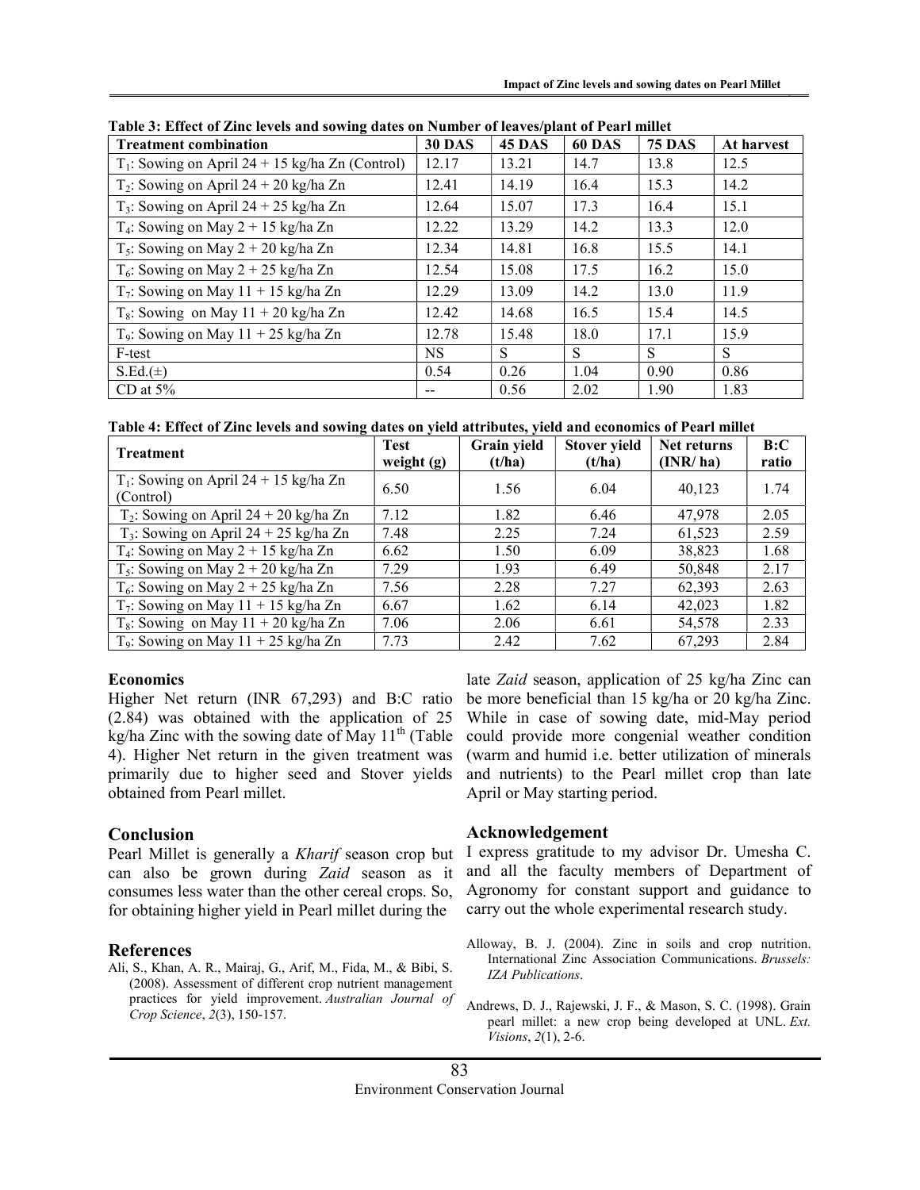**Table 3: Effect of Zinc levels and sowing dates on Number of leaves/plant of Pearl millet**

| Treatment combination | 30 DAS | 45 DAS | 60 DAS | 75 DAS | At harvest |
|---|---|---|---|---|---|
| $T_1$: Sowing on April 24 + 15 kg/ha Zn (Control) | 12.17 | 13.21 | 14.7 | 13.8 | 12.5 |
| $T_2$: Sowing on April 24 + 20 kg/ha Zn | 12.41 | 14.19 | 16.4 | 15.3 | 14.2 |
| $T_3$: Sowing on April 24 + 25 kg/ha Zn | 12.64 | 15.07 | 17.3 | 16.4 | 15.1 |
| $T_4$: Sowing on May 2 + 15 kg/ha Zn | 12.22 | 13.29 | 14.2 | 13.3 | 12.0 |
| $T_5$: Sowing on May 2 + 20 kg/ha Zn | 12.34 | 14.81 | 16.8 | 15.5 | 14.1 |
| $T_6$: Sowing on May 2 + 25 kg/ha Zn | 12.54 | 15.08 | 17.5 | 16.2 | 15.0 |
| $T_7$: Sowing on May 11 + 15 kg/ha Zn | 12.29 | 13.09 | 14.2 | 13.0 | 11.9 |
| $T_8$: Sowing on May 11 + 20 kg/ha Zn | 12.42 | 14.68 | 16.5 | 15.4 | 14.5 |
| $T_9$: Sowing on May 11 + 25 kg/ha Zn | 12.78 | 15.48 | 18.0 | 17.1 | 15.9 |
| F-test | NS | S | S | S | S |
| S.Ed.(±) | 0.54 | 0.26 | 1.04 | 0.90 | 0.86 |
| CD at 5% | -- | 0.56 | 2.02 | 1.90 | 1.83 |

**Table 4: Effect of Zinc levels and sowing dates on yield attributes, yield and economics of Pearl millet**

| Treatment | Test weight (g) | Grain yield (t/ha) | Stover yield (t/ha) | Net returns (INR/ ha) | B:C ratio |
|---|---|---|---|---|---|
| $T_1$: Sowing on April 24 + 15 kg/ha Zn (Control) | 6.50 | 1.56 | 6.04 | 40,123 | 1.74 |
| $T_2$: Sowing on April 24 + 20 kg/ha Zn | 7.12 | 1.82 | 6.46 | 47,978 | 2.05 |
| $T_3$: Sowing on April 24 + 25 kg/ha Zn | 7.48 | 2.25 | 7.24 | 61,523 | 2.59 |
| $T_4$: Sowing on May 2 + 15 kg/ha Zn | 6.62 | 1.50 | 6.09 | 38,823 | 1.68 |
| $T_5$: Sowing on May 2 + 20 kg/ha Zn | 7.29 | 1.93 | 6.49 | 50,848 | 2.17 |
| $T_6$: Sowing on May 2 + 25 kg/ha Zn | 7.56 | 2.28 | 7.27 | 62,393 | 2.63 |
| $T_7$: Sowing on May 11 + 15 kg/ha Zn | 6.67 | 1.62 | 6.14 | 42,023 | 1.82 |
| $T_8$: Sowing on May 11 + 20 kg/ha Zn | 7.06 | 2.06 | 6.61 | 54,578 | 2.33 |
| $T_9$: Sowing on May 11 + 25 kg/ha Zn | 7.73 | 2.42 | 7.62 | 67,293 | 2.84 |

### Economics

Higher Net return (INR 67,293) and B:C ratio (2.84) was obtained with the application of 25 kg/ha Zinc with the sowing date of May 11th (Table 4). Higher Net return in the given treatment was primarily due to higher seed and Stover yields obtained from Pearl millet.

## Conclusion

Pearl Millet is generally a *Kharif* season crop but can also be grown during *Zaid* season as it consumes less water than the other cereal crops. So, for obtaining higher yield in Pearl millet during the late *Zaid* season, application of 25 kg/ha Zinc can be more beneficial than 15 kg/ha or 20 kg/ha Zinc. While in case of sowing date, mid-May period could provide more congenial weather condition (warm and humid i.e. better utilization of minerals and nutrients) to the Pearl millet crop than late April or May starting period.

## Acknowledgement

I express gratitude to my advisor Dr. Umesha C. and all the faculty members of Department of Agronomy for constant support and guidance to carry out the whole experimental research study.

## References

Ali, S., Khan, A. R., Mairaj, G., Arif, M., Fida, M., & Bibi, S. (2008). Assessment of different crop nutrient management practices for yield improvement. *Australian Journal of Crop Science*, *2*(3), 150-157.

Alloway, B. J. (2004). Zinc in soils and crop nutrition. International Zinc Association Communications. *Brussels: IZA Publications*.

Andrews, D. J., Rajewski, J. F., & Mason, S. C. (1998). Grain pearl millet: a new crop being developed at UNL. *Ext. Visions*, *2*(1), 2-6.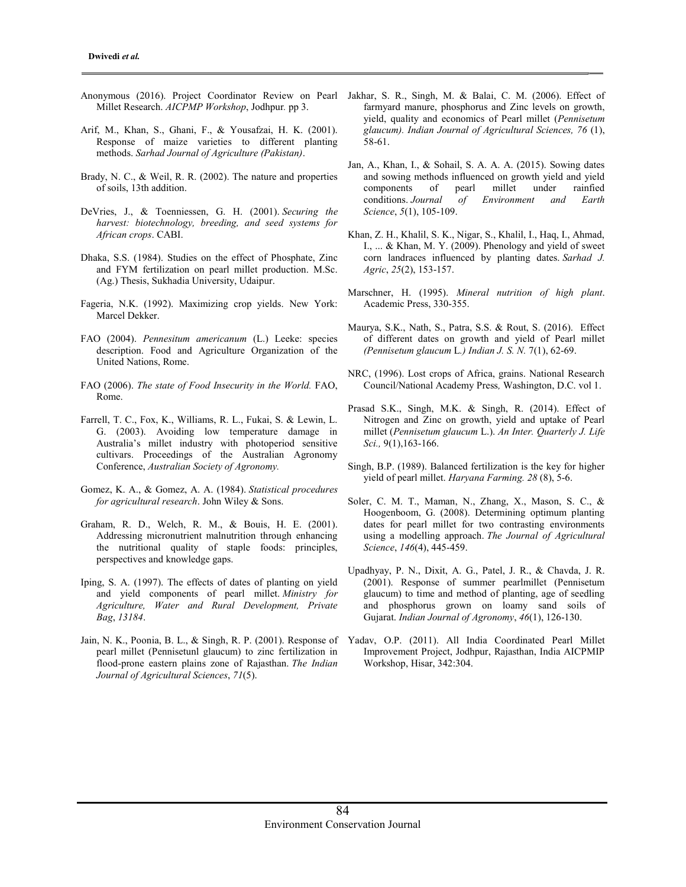Anonymous (2016). Project Coordinator Review on Pearl Millet Research. *AICPMP Workshop*, Jodhpur. pp 3.

Arif, M., Khan, S., Ghani, F., & Yousafzai, H. K. (2001). Response of maize varieties to different planting methods. *Sarhad Journal of Agriculture (Pakistan)*.

Brady, N. C., & Weil, R. R. (2002). The nature and properties of soils, 13th addition.

DeVries, J., & Toenniessen, G. H. (2001). *Securing the harvest: biotechnology, breeding, and seed systems for African crops*. CABI.

Dhaka, S.S. (1984). Studies on the effect of Phosphate, Zinc and FYM fertilization on pearl millet production. M.Sc. (Ag.) Thesis, Sukhadia University, Udaipur.

Fageria, N.K. (1992). Maximizing crop yields. New York: Marcel Dekker.

FAO (2004). *Pennesitum americanum* (L.) Leeke: species description. Food and Agriculture Organization of the United Nations, Rome.

FAO (2006). *The state of Food Insecurity in the World.* FAO, Rome.

Farrell, T. C., Fox, K., Williams, R. L., Fukai, S. & Lewin, L. G. (2003). Avoiding low temperature damage in Australia's millet industry with photoperiod sensitive cultivars. Proceedings of the Australian Agronomy Conference, *Australian Society of Agronomy.*

Gomez, K. A., & Gomez, A. A. (1984). *Statistical procedures for agricultural research*. John Wiley & Sons.

Graham, R. D., Welch, R. M., & Bouis, H. E. (2001). Addressing micronutrient malnutrition through enhancing the nutritional quality of staple foods: principles, perspectives and knowledge gaps.

Iping, S. A. (1997). The effects of dates of planting on yield and yield components of pearl millet. *Ministry for Agriculture, Water and Rural Development, Private Bag*, *13184*.

Jain, N. K., Poonia, B. L., & Singh, R. P. (2001). Response of pearl millet (Pennisetunl glaucum) to zinc fertilization in flood-prone eastern plains zone of Rajasthan. *The Indian Journal of Agricultural Sciences*, *71*(5).

Jakhar, S. R., Singh, M. & Balai, C. M. (2006). Effect of farmyard manure, phosphorus and Zinc levels on growth, yield, quality and economics of Pearl millet (*Pennisetum glaucum). Indian Journal of Agricultural Sciences, 76* (1), 58-61.

Jan, A., Khan, I., & Sohail, S. A. A. (2015). Sowing dates and sowing methods influenced on growth yield and yield components of pearl millet under rainfied conditions. *Journal of Environment and Earth Science*, *5*(1), 105-109.

Khan, Z. H., Khalil, S. K., Nigar, S., Khalil, I., Haq, I., Ahmad, I., ... & Khan, M. Y. (2009). Phenology and yield of sweet corn landraces influenced by planting dates. *Sarhad J. Agric*, *25*(2), 153-157.

Marschner, H. (1995). *Mineral nutrition of high plant*. Academic Press, 330-355.

Maurya, S.K., Nath, S., Patra, S.S. & Rout, S. (2016). Effect of different dates on growth and yield of Pearl millet *(Pennisetum glaucum* L*.) Indian J. S. N.* 7(1), 62-69.

NRC, (1996). Lost crops of Africa, grains. National Research Council/National Academy Press*,* Washington, D.C. vol 1.

Prasad S.K., Singh, M.K. & Singh, R. (2014). Effect of Nitrogen and Zinc on growth, yield and uptake of Pearl millet (*Pennisetum glaucum* L.). *An Inter. Quarterly J. Life Sci.,* 9(1),163-166.

Singh, B.P. (1989). Balanced fertilization is the key for higher yield of pearl millet. *Haryana Farming. 28* (8), 5-6.

Soler, C. M. T., Maman, N., Zhang, X., Mason, S. C., & Hoogenboom, G. (2008). Determining optimum planting dates for pearl millet for two contrasting environments using a modelling approach. *The Journal of Agricultural Science*, *146*(4), 445-459.

Upadhyay, P. N., Dixit, A. G., Patel, J. R., & Chavda, J. R. (2001). Response of summer pearlmillet (Pennisetum glaucum) to time and method of planting, age of seedling and phosphorus grown on loamy sand soils of Gujarat. *Indian Journal of Agronomy*, *46*(1), 126-130.

Yadav, O.P. (2011). All India Coordinated Pearl Millet Improvement Project, Jodhpur, Rajasthan, India AICPMIP Workshop, Hisar, 342:304.